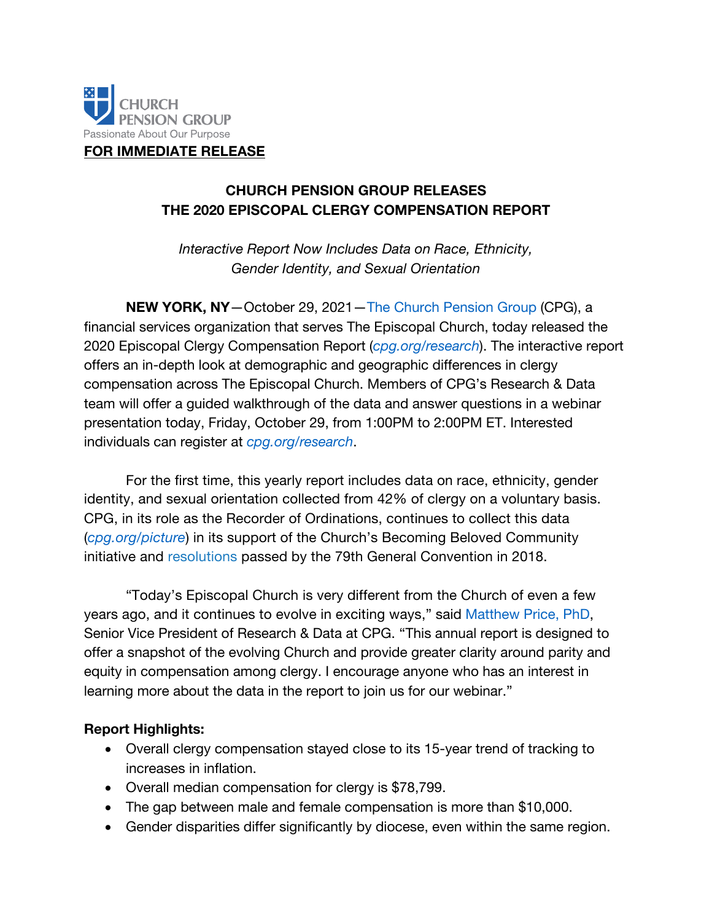CHURCH PENSION GROUP
Passionate About Our Purpose

**FOR IMMEDIATE RELEASE**

# CHURCH PENSION GROUP RELEASES THE 2020 EPISCOPAL CLERGY COMPENSATION REPORT

*Interactive Report Now Includes Data on Race, Ethnicity, Gender Identity, and Sexual Orientation*

**NEW YORK, NY**—October 29, 2021—The Church Pension Group (CPG), a financial services organization that serves The Episcopal Church, today released the 2020 Episcopal Clergy Compensation Report (*cpg.org/research*). The interactive report offers an in-depth look at demographic and geographic differences in clergy compensation across The Episcopal Church. Members of CPG's Research & Data team will offer a guided walkthrough of the data and answer questions in a webinar presentation today, Friday, October 29, from 1:00PM to 2:00PM ET. Interested individuals can register at *cpg.org/research*.

For the first time, this yearly report includes data on race, ethnicity, gender identity, and sexual orientation collected from 42% of clergy on a voluntary basis. CPG, in its role as the Recorder of Ordinations, continues to collect this data (*cpg.org/picture*) in its support of the Church's Becoming Beloved Community initiative and resolutions passed by the 79th General Convention in 2018.

"Today's Episcopal Church is very different from the Church of even a few years ago, and it continues to evolve in exciting ways," said Matthew Price, PhD, Senior Vice President of Research & Data at CPG. "This annual report is designed to offer a snapshot of the evolving Church and provide greater clarity around parity and equity in compensation among clergy. I encourage anyone who has an interest in learning more about the data in the report to join us for our webinar."

**Report Highlights:**

- Overall clergy compensation stayed close to its 15-year trend of tracking to increases in inflation.
- Overall median compensation for clergy is $78,799.
- The gap between male and female compensation is more than $10,000.
- Gender disparities differ significantly by diocese, even within the same region.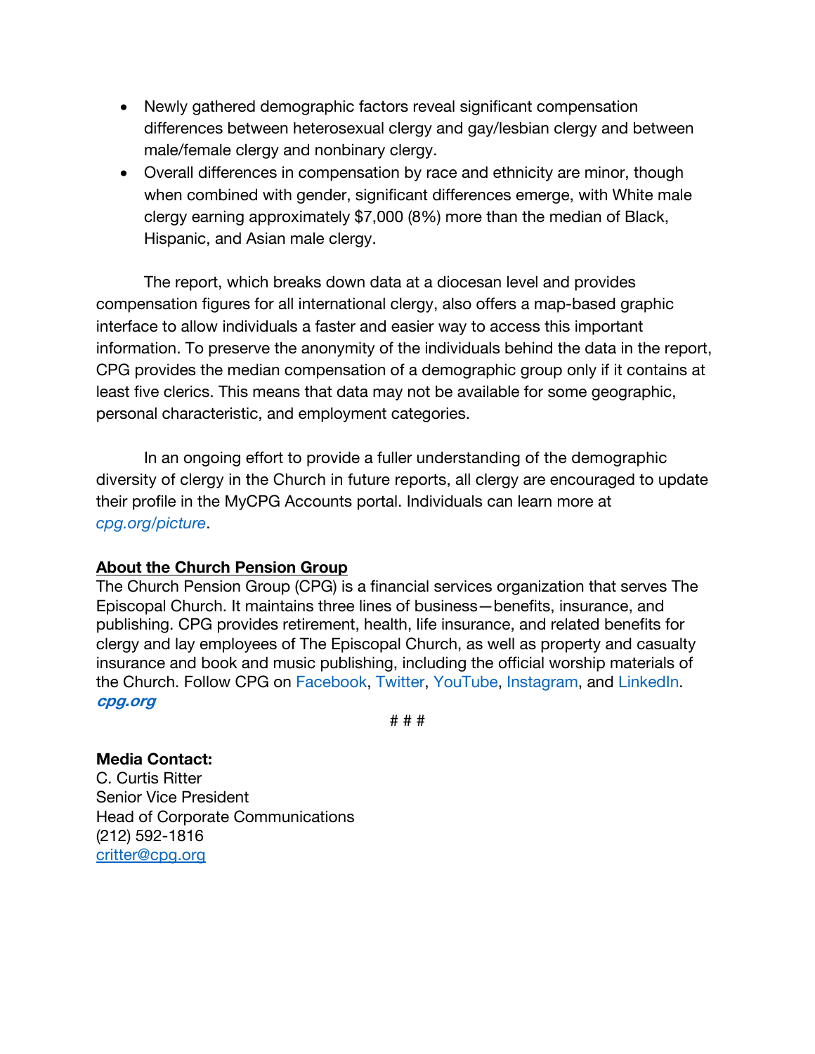- Newly gathered demographic factors reveal significant compensation differences between heterosexual clergy and gay/lesbian clergy and between male/female clergy and nonbinary clergy.
- Overall differences in compensation by race and ethnicity are minor, though when combined with gender, significant differences emerge, with White male clergy earning approximately $7,000 (8%) more than the median of Black, Hispanic, and Asian male clergy.

The report, which breaks down data at a diocesan level and provides compensation figures for all international clergy, also offers a map-based graphic interface to allow individuals a faster and easier way to access this important information. To preserve the anonymity of the individuals behind the data in the report, CPG provides the median compensation of a demographic group only if it contains at least five clerics. This means that data may not be available for some geographic, personal characteristic, and employment categories.

In an ongoing effort to provide a fuller understanding of the demographic diversity of clergy in the Church in future reports, all clergy are encouraged to update their profile in the MyCPG Accounts portal. Individuals can learn more at *cpg.org/picture*.

**About the Church Pension Group**

The Church Pension Group (CPG) is a financial services organization that serves The Episcopal Church. It maintains three lines of business—benefits, insurance, and publishing. CPG provides retirement, health, life insurance, and related benefits for clergy and lay employees of The Episcopal Church, as well as property and casualty insurance and book and music publishing, including the official worship materials of the Church. Follow CPG on Facebook, Twitter, YouTube, Instagram, and LinkedIn.
***cpg.org***

# # #

**Media Contact:**
C. Curtis Ritter
Senior Vice President
Head of Corporate Communications
(212) 592-1816
critter@cpg.org